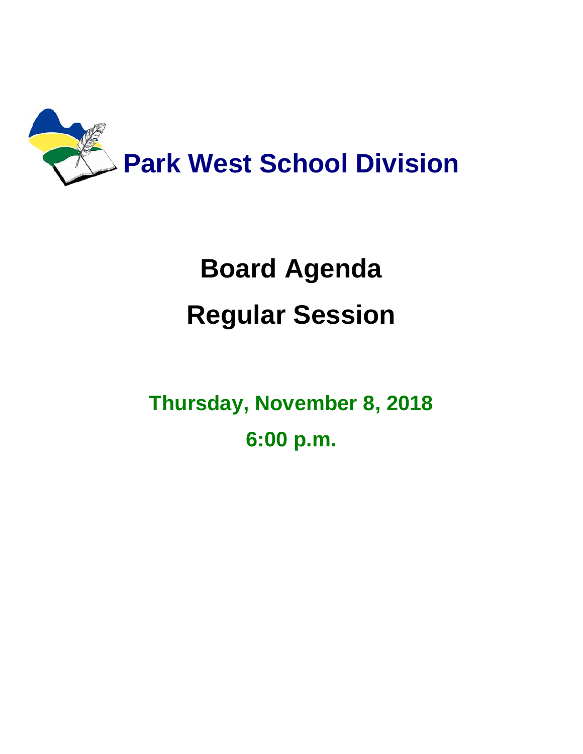# Park West School Division

# Board Agenda

# Regular Session

**Thursday, November 8, 2018**

**6:00 p.m.**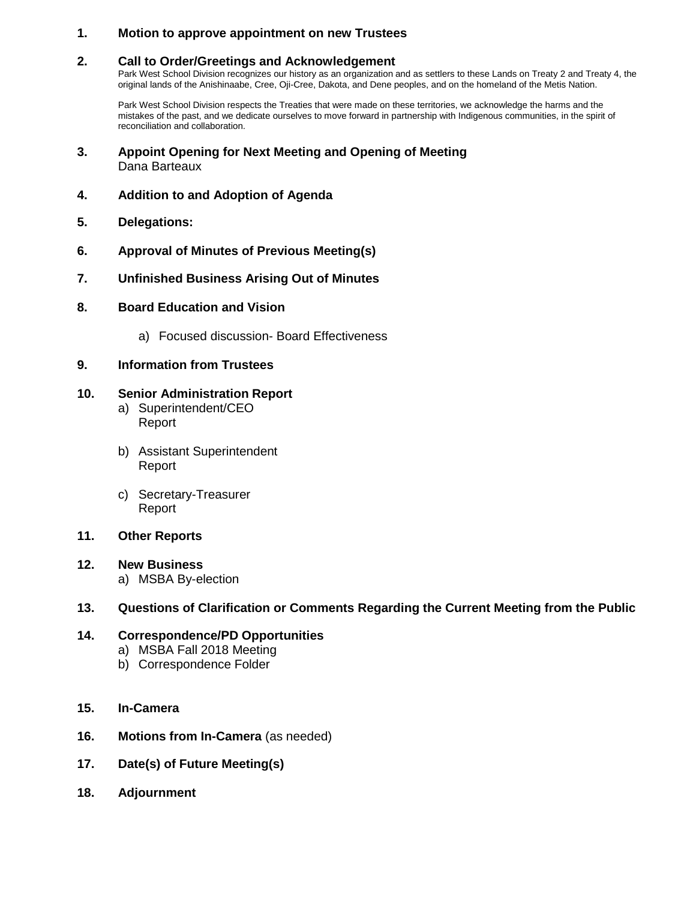1. **Motion to approve appointment on new Trustees**

2. **Call to Order/Greetings and Acknowledgement**

   Park West School Division recognizes our history as an organization and as settlers to these Lands on Treaty 2 and Treaty 4, the original lands of the Anishinaabe, Cree, Oji-Cree, Dakota, and Dene peoples, and on the homeland of the Metis Nation.

   Park West School Division respects the Treaties that were made on these territories, we acknowledge the harms and the mistakes of the past, and we dedicate ourselves to move forward in partnership with Indigenous communities, in the spirit of reconciliation and collaboration.

3. **Appoint Opening for Next Meeting and Opening of Meeting**
   Dana Barteaux

4. **Addition to and Adoption of Agenda**

5. **Delegations:**

6. **Approval of Minutes of Previous Meeting(s)**

7. **Unfinished Business Arising Out of Minutes**

8. **Board Education and Vision**

   a) Focused discussion- Board Effectiveness

9. **Information from Trustees**

10. **Senior Administration Report**
    a) Superintendent/CEO Report

    b) Assistant Superintendent Report

    c) Secretary-Treasurer Report

11. **Other Reports**

12. **New Business**
    a) MSBA By-election

13. **Questions of Clarification or Comments Regarding the Current Meeting from the Public**

14. **Correspondence/PD Opportunities**
    a) MSBA Fall 2018 Meeting
    b) Correspondence Folder

15. **In-Camera**

16. **Motions from In-Camera** (as needed)

17. **Date(s) of Future Meeting(s)**

18. **Adjournment**